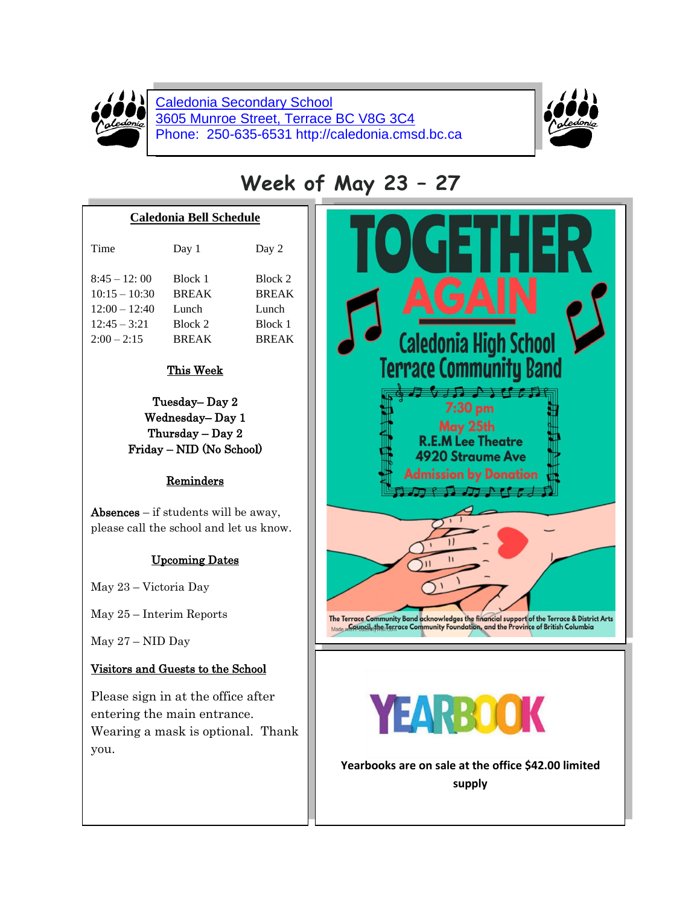Caledonia Secondary School
3605 Munroe Street, Terrace BC V8G 3C4
Phone: 250-635-6531 http://caledonia.cmsd.bc.ca

# Week of May 23 – 27

## Caledonia Bell Schedule

| Time | Day 1 | Day 2 |
|---|---|---|
| 8:45 – 12: 00 | Block 1 | Block 2 |
| 10:15 – 10:30 | BREAK | BREAK |
| 12:00 – 12:40 | Lunch | Lunch |
| 12:45 – 3:21 | Block 2 | Block 1 |
| 2:00 – 2:15 | BREAK | BREAK |

### This Week

Tuesday– Day 2
Wednesday– Day 1
Thursday – Day 2
Friday – NID (No School)

### Reminders

**Absences** – if students will be away, please call the school and let us know.

### Upcoming Dates

May 23 – Victoria Day

May 25 – Interim Reports

May 27 – NID Day

### Visitors and Guests to the School

Please sign in at the office after entering the main entrance. Wearing a mask is optional. Thank you.

# TOGETHER AGAIN

## Caledonia High School Terrace Community Band

7:30 pm
May 25th
R.E.M Lee Theatre
4920 Straume Ave
Admission by Donation

The Terrace Community Band acknowledges the financial support of the Terrace & District Arts Council, the Terrace Community Foundation, and the Province of British Columbia

# YEARBOOK

**Yearbooks are on sale at the office $42.00 limited supply**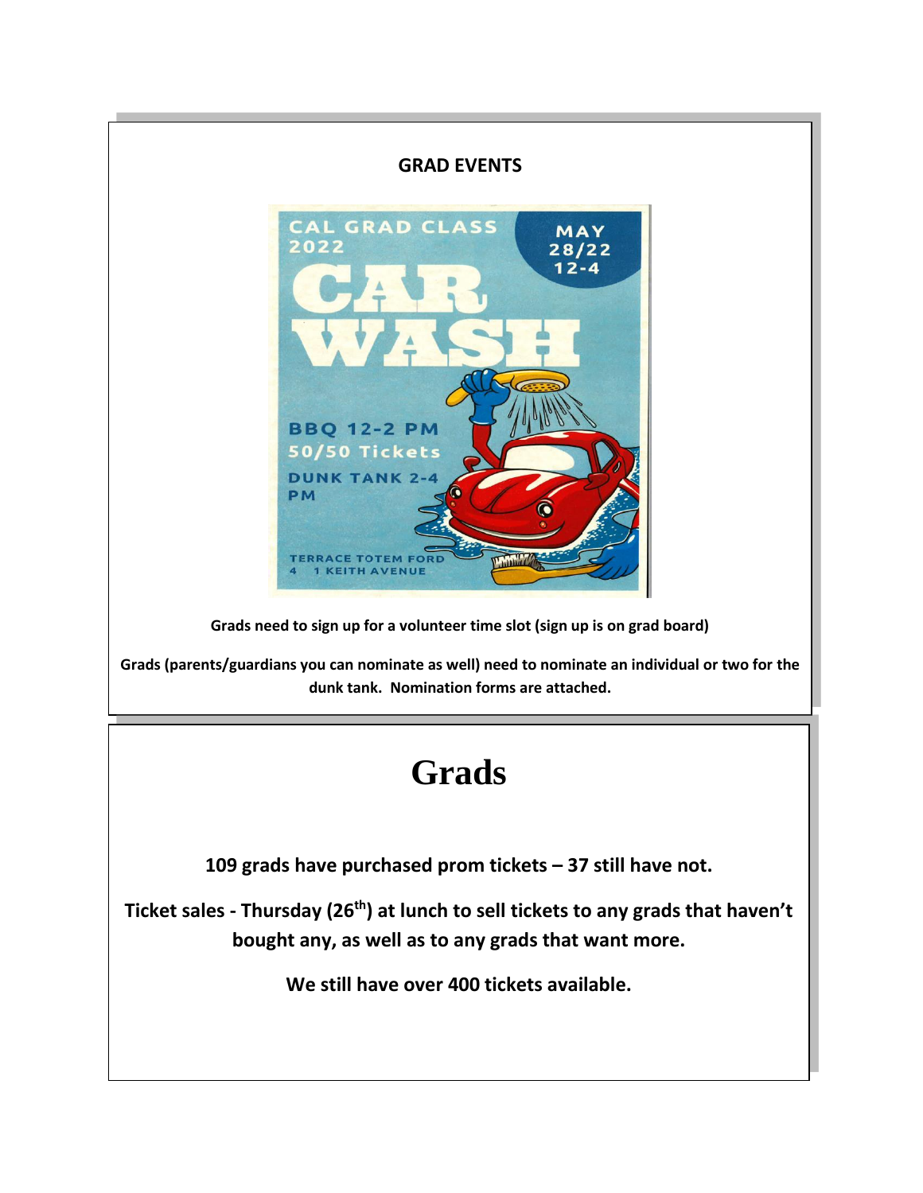## GRAD EVENTS

CAL GRAD CLASS 2022

CAR WASH

MAY 28/22 12-4

BBQ 12-2 PM

50/50 Tickets

DUNK TANK 2-4 PM

TERRACE TOTEM FORD
4 1 KEITH AVENUE

**Grads need to sign up for a volunteer time slot (sign up is on grad board)**

**Grads (parents/guardians you can nominate as well) need to nominate an individual or two for the dunk tank. Nomination forms are attached.**

# Grads

**109 grads have purchased prom tickets – 37 still have not.**

**Ticket sales - Thursday (26th) at lunch to sell tickets to any grads that haven't bought any, as well as to any grads that want more.**

**We still have over 400 tickets available.**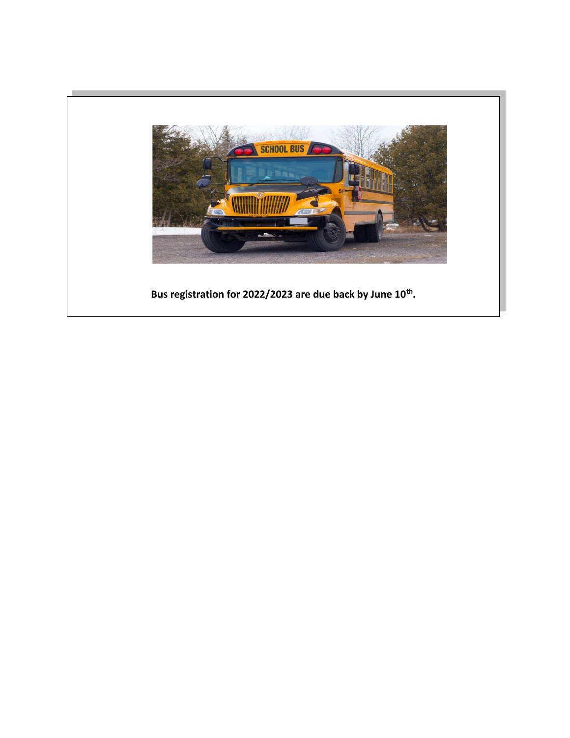**Bus registration for 2022/2023 are due back by June 10th.**